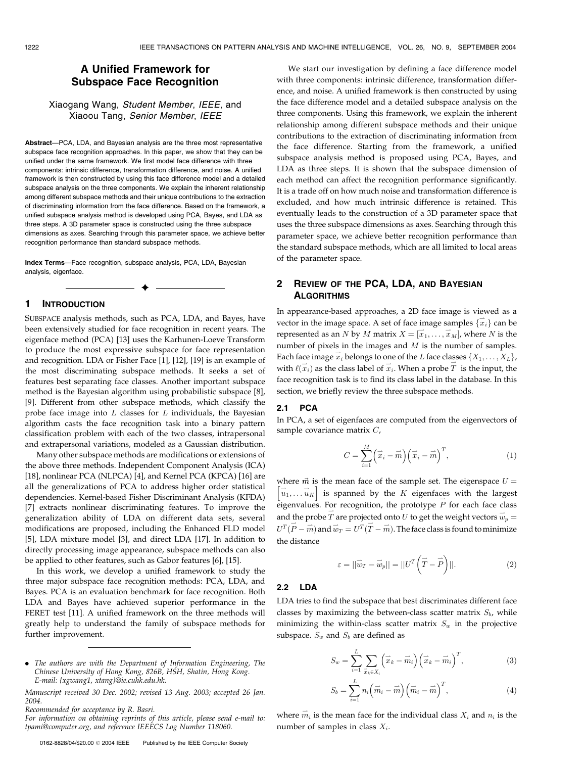# A Unified Framework for Subspace Face Recognition

Xiaogang Wang, *Student Member*, *IEEE*, and Xiaoou Tang, *Senior Member*, *IEEE*

**Abstract**—PCA, LDA, and Bayesian analysis are the three most representative subspace face recognition approaches. In this paper, we show that they can be unified under the same framework. We first model face difference with three components: intrinsic difference, transformation difference, and noise. A unified framework is then constructed by using this face difference model and a detailed subspace analysis on the three components. We explain the inherent relationship among different subspace methods and their unique contributions to the extraction of discriminating information from the face difference. Based on the framework, a unified subspace analysis method is developed using PCA, Bayes, and LDA as three steps. A 3D parameter space is constructed using the three subspace dimensions as axes. Searching through this parameter space, we achieve better recognition performance than standard subspace methods.

**Index Terms**—Face recognition, subspace analysis, PCA, LDA, Bayesian analysis, eigenface.

## 1 Introduction

Subspace analysis methods, such as PCA, LDA, and Bayes, have been extensively studied for face recognition in recent years. The eigenface method (PCA) [13] uses the Karhunen-Loeve Transform to produce the most expressive subspace for face representation and recognition. LDA or Fisher Face [1], [12], [19] is an example of the most discriminating subspace methods. It seeks a set of features best separating face classes. Another important subspace method is the Bayesian algorithm using probabilistic subspace [8], [9]. Different from other subspace methods, which classify the probe face image into $L$ classes for $L$ individuals, the Bayesian algorithm casts the face recognition task into a binary pattern classification problem with each of the two classes, intrapersonal and extrapersonal variations, modeled as a Gaussian distribution.

Many other subspace methods are modifications or extensions of the above three methods. Independent Component Analysis (ICA) [18], nonlinear PCA (NLPCA) [4], and Kernel PCA (KPCA) [16] are all the generalizations of PCA to address higher order statistical dependencies. Kernel-based Fisher Discriminant Analysis (KFDA) [7] extracts nonlinear discriminating features. To improve the generalization ability of LDA on different data sets, several modifications are proposed, including the Enhanced FLD model [5], LDA mixture model [3], and direct LDA [17]. In addition to directly processing image appearance, subspace methods can also be applied to other features, such as Gabor features [6], [15].

In this work, we develop a unified framework to study the three major subspace face recognition methods: PCA, LDA, and Bayes. PCA is an evaluation benchmark for face recognition. Both LDA and Bayes have achieved superior performance in the FERET test [11]. A unified framework on the three methods will greatly help to understand the family of subspace methods for further improvement.

- *The authors are with the Department of Information Engineering, The Chinese University of Hong Kong, 826B, HSH, Shatin, Hong Kong. E-mail: {xgwang1, xtang}@ie.cuhk.edu.hk.*

*Manuscript received 30 Dec. 2002; revised 13 Aug. 2003; accepted 26 Jan. 2004.*

*Recommended for acceptance by R. Basri.*

*For information on obtaining reprints of this article, please send e-mail to: tpami@computer.org, and reference IEEECS Log Number 118060.*

We start our investigation by defining a face difference model with three components: intrinsic difference, transformation difference, and noise. A unified framework is then constructed by using the face difference model and a detailed subspace analysis on the three components. Using this framework, we explain the inherent relationship among different subspace methods and their unique contributions to the extraction of discriminating information from the face difference. Starting from the framework, a unified subspace analysis method is proposed using PCA, Bayes, and LDA as three steps. It is shown that the subspace dimension of each method can affect the recognition performance significantly. It is a trade off on how much noise and transformation difference is excluded, and how much intrinsic difference is retained. This eventually leads to the construction of a 3D parameter space that uses the three subspace dimensions as axes. Searching through this parameter space, we achieve better recognition performance than the standard subspace methods, which are all limited to local areas of the parameter space.

## 2 Review of the PCA, LDA, and Bayesian Algorithms

In appearance-based approaches, a 2D face image is viewed as a vector in the image space. A set of face image samples $\{\vec{x}_i\}$ can be represented as an $N$ by $M$ matrix $X = [\vec{x}_1, \ldots, \vec{x}_M]$, where $N$ is the number of pixels in the images and $M$ is the number of samples. Each face image $\vec{x}_i$ belongs to one of the $L$ face classes $\{X_1, \ldots, X_L\}$, with $\ell(\vec{x}_i)$ as the class label of $\vec{x}_i$. When a probe $\vec{T}$ is the input, the face recognition task is to find its class label in the database. In this section, we briefly review the three subspace methods.

### 2.1 PCA

In PCA, a set of eigenfaces are computed from the eigenvectors of sample covariance matrix $C$,

$$C = \sum_{i=1}^{M} \left(\vec{x}_i - \vec{m}\right)\left(\vec{x}_i - \vec{m}\right)^T, \tag{1}$$

where $\vec{m}$ is the mean face of the sample set. The eigenspace $U = \left[\vec{u}_1, \ldots \vec{u}_K\right]$ is spanned by the $K$ eigenfaces with the largest eigenvalues. For recognition, the prototype $\vec{P}$ for each face class and the probe $\vec{T}$ are projected onto $U$ to get the weight vectors $\vec{w}_p = U^T(\vec{P} - \vec{m})$ and $\vec{w}_T = U^T(\vec{T} - \vec{m})$. The face class is found to minimize the distance

$$\varepsilon = ||\vec{w}_T - \vec{w}_p|| = ||U^T\left(\vec{T} - \vec{P}\right)||. \tag{2}$$

### 2.2 LDA

LDA tries to find the subspace that best discriminates different face classes by maximizing the between-class scatter matrix $S_b$, while minimizing the within-class scatter matrix $S_w$ in the projective subspace. $S_w$ and $S_b$ are defined as

$$S_w = \sum_{i=1}^{L} \sum_{\vec{x}_k \in X_i} \left(\vec{x}_k - \vec{m}_i\right)\left(\vec{x}_k - \vec{m}_i\right)^T, \tag{3}$$

$$S_b = \sum_{i=1}^{L} n_i \left(\vec{m}_i - \vec{m}\right)\left(\vec{m}_i - \vec{m}\right)^T, \tag{4}$$

where $\vec{m}_i$ is the mean face for the individual class $X_i$ and $n_i$ is the number of samples in class $X_i$.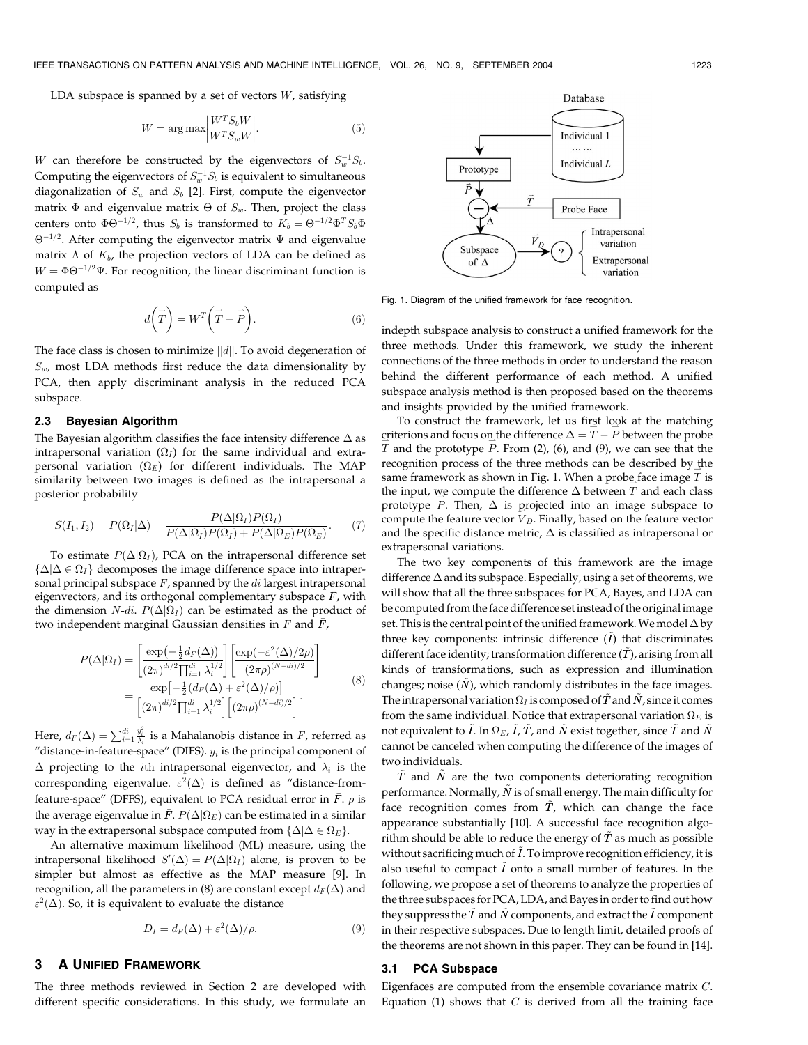LDA subspace is spanned by a set of vectors $W$, satisfying

$$W = \arg\max \left| \frac{W^T S_b W}{W^T S_w W} \right|. \tag{5}$$

$W$ can therefore be constructed by the eigenvectors of $S_w^{-1} S_b$. Computing the eigenvectors of $S_w^{-1} S_b$ is equivalent to simultaneous diagonalization of $S_w$ and $S_b$ [2]. First, compute the eigenvector matrix $\Phi$ and eigenvalue matrix $\Theta$ of $S_w$. Then, project the class centers onto $\Phi\Theta^{-1/2}$, thus $S_b$ is transformed to $K_b = \Theta^{-1/2}\Phi^T S_b \Phi \Theta^{-1/2}$. After computing the eigenvector matrix $\Psi$ and eigenvalue matrix $\Lambda$ of $K_b$, the projection vectors of LDA can be defined as $W = \Phi\Theta^{-1/2}\Psi$. For recognition, the linear discriminant function is computed as

$$d\left(\vec{T}\right) = W^T\left(\vec{T} - \vec{P}\right). \tag{6}$$

The face class is chosen to minimize $||d||$. To avoid degeneration of $S_w$, most LDA methods first reduce the data dimensionality by PCA, then apply discriminant analysis in the reduced PCA subspace.

### 2.3 Bayesian Algorithm

The Bayesian algorithm classifies the face intensity difference $\Delta$ as intrapersonal variation ($\Omega_I$) for the same individual and extrapersonal variation ($\Omega_E$) for different individuals. The MAP similarity between two images is defined as the intrapersonal a posterior probability

$$S(I_1, I_2) = P(\Omega_I|\Delta) = \frac{P(\Delta|\Omega_I)P(\Omega_I)}{P(\Delta|\Omega_I)P(\Omega_I) + P(\Delta|\Omega_E)P(\Omega_E)}. \tag{7}$$

To estimate $P(\Delta|\Omega_I)$, PCA on the intrapersonal difference set $\{\Delta|\Delta \in \Omega_I\}$ decomposes the image difference space into intrapersonal principal subspace $F$, spanned by the $di$ largest intrapersonal eigenvectors, and its orthogonal complementary subspace $\bar{F}$, with the dimension $N$-$di$. $P(\Delta|\Omega_I)$ can be estimated as the product of two independent marginal Gaussian densities in $F$ and $\bar{F}$,

$$\begin{aligned} P(\Delta|\Omega_I) &= \left[\frac{\exp\left(-\frac{1}{2}d_F(\Delta)\right)}{(2\pi)^{di/2}\prod_{i=1}^{di}\lambda_i^{1/2}}\right]\left[\frac{\exp(-\varepsilon^2(\Delta)/2\rho)}{(2\pi\rho)^{(N-di)/2}}\right] \\ &= \frac{\exp\left[-\frac{1}{2}\left(d_F(\Delta) + \varepsilon^2(\Delta)/\rho\right)\right]}{\left[(2\pi)^{di/2}\prod_{i=1}^{di}\lambda_i^{1/2}\right]\left[(2\pi\rho)^{(N-di)/2}\right]}. \end{aligned} \tag{8}$$

Here, $d_F(\Delta) = \sum_{i=1}^{di}\frac{y_i^2}{\lambda_i}$ is a Mahalanobis distance in $F$, referred as "distance-in-feature-space" (DIFS). $y_i$ is the principal component of $\Delta$ projecting to the $i$th intrapersonal eigenvector, and $\lambda_i$ is the corresponding eigenvalue. $\varepsilon^2(\Delta)$ is defined as "distance-from-feature-space" (DFFS), equivalent to PCA residual error in $\bar{F}$. $\rho$ is the average eigenvalue in $\bar{F}$. $P(\Delta|\Omega_E)$ can be estimated in a similar way in the extrapersonal subspace computed from $\{\Delta|\Delta \in \Omega_E\}$.

An alternative maximum likelihood (ML) measure, using the intrapersonal likelihood $S'(\Delta) = P(\Delta|\Omega_I)$ alone, is proven to be simpler but almost as effective as the MAP measure [9]. In recognition, all the parameters in (8) are constant except $d_F(\Delta)$ and $\varepsilon^2(\Delta)$. So, it is equivalent to evaluate the distance

$$D_I = d_F(\Delta) + \varepsilon^2(\Delta)/\rho. \tag{9}$$

## 3 A Unified Framework

The three methods reviewed in Section 2 are developed with different specific considerations. In this study, we formulate an indepth subspace analysis to construct a unified framework for the three methods. Under this framework, we study the inherent connections of the three methods in order to understand the reason behind the different performance of each method. A unified subspace analysis method is then proposed based on the theorems and insights provided by the unified framework.

Fig. 1. Diagram of the unified framework for face recognition.

To construct the framework, let us first look at the matching criterions and focus on the face difference $\Delta = \vec{T} - \vec{P}$ between the probe $\vec{T}$ and the prototype $\vec{P}$. From (2), (6), and (9), we can see that the recognition process of the three methods can be described by the same framework as shown in Fig. 1. When a probe face image $\vec{T}$ is the input, we compute the difference $\Delta$ between $\vec{T}$ and each class prototype $\vec{P}$. Then, $\Delta$ is projected into an image subspace to compute the feature vector $\vec{V}_D$. Finally, based on the feature vector and the specific distance metric, $\Delta$ is classified as intrapersonal or extrapersonal variations.

The two key components of this framework are the image difference $\Delta$ and its subspace. Especially, using a set of theorems, we will show that all the three subspaces for PCA, Bayes, and LDA can be computed from the face difference set instead of the original image set. This is the central point of the unified framework. We model $\Delta$ by three key components: intrinsic difference ($\tilde{I}$) that discriminates different face identity; transformation difference ($\tilde{T}$), arising from all kinds of transformations, such as expression and illumination changes; noise ($\tilde{N}$), which randomly distributes in the face images. The intrapersonal variation $\Omega_I$ is composed of $\tilde{T}$ and $\tilde{N}$, since it comes from the same individual. Notice that extrapersonal variation $\Omega_E$ is not equivalent to $\tilde{I}$. In $\Omega_E$, $\tilde{I}$, $\tilde{T}$, and $\tilde{N}$ exist together, since $\tilde{T}$ and $\tilde{N}$ cannot be canceled when computing the difference of the images of two individuals.

$\tilde{T}$ and $\tilde{N}$ are the two components deteriorating recognition performance. Normally, $\tilde{N}$ is of small energy. The main difficulty for face recognition comes from $\tilde{T}$, which can change the face appearance substantially [10]. A successful face recognition algorithm should be able to reduce the energy of $\tilde{T}$ as much as possible without sacrificing much of $\tilde{I}$. To improve recognition efficiency, it is also useful to compact $\tilde{I}$ onto a small number of features. In the following, we propose a set of theorems to analyze the properties of the three subspaces for PCA, LDA, and Bayes in order to find out how they suppress the $\tilde{T}$ and $\tilde{N}$ components, and extract the $\tilde{I}$ component in their respective subspaces. Due to length limit, detailed proofs of the theorems are not shown in this paper. They can be found in [14].

### 3.1 PCA Subspace

Eigenfaces are computed from the ensemble covariance matrix $C$. Equation (1) shows that $C$ is derived from all the training face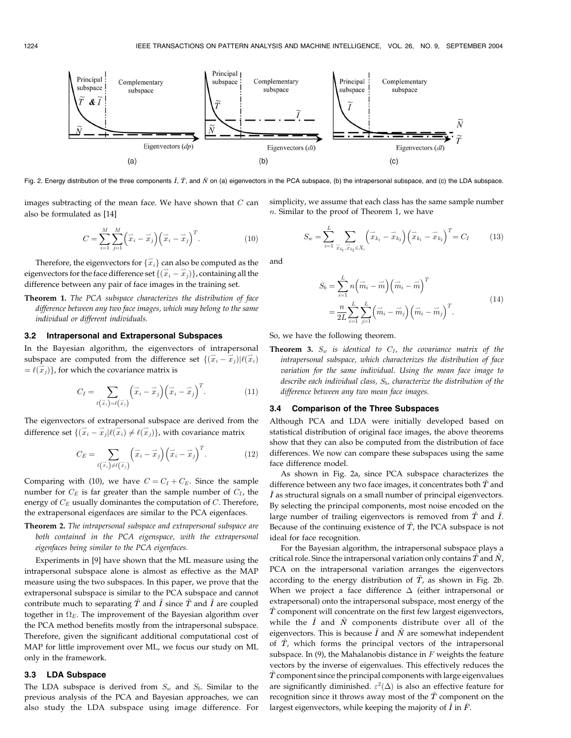Fig. 2. Energy distribution of the three components $\tilde{I}$, $\tilde{T}$, and $\tilde{N}$ on (a) eigenvectors in the PCA subspace, (b) the intrapersonal subspace, and (c) the LDA subspace.

images subtracting of the mean face. We have shown that $C$ can also be formulated as [14]

$$C = \sum_{i=1}^{M}\sum_{j=1}^{M}\left(\vec{x}_i - \vec{x}_j\right)\left(\vec{x}_i - \vec{x}_j\right)^T. \tag{10}$$

Therefore, the eigenvectors for $\{\vec{x}_i\}$ can also be computed as the eigenvectors for the face difference set $\{(\vec{x}_i - \vec{x}_j)\}$, containing all the difference between any pair of face images in the training set.

**Theorem 1.** *The PCA subspace characterizes the distribution of face difference between any two face images, which may belong to the same individual or different individuals.*

### 3.2 Intrapersonal and Extrapersonal Subspaces

In the Bayesian algorithm, the eigenvectors of intrapersonal subspace are computed from the difference set $\{(\vec{x}_i - \vec{x}_j)|\ell(\vec{x}_i) = \ell(\vec{x}_j)\}$, for which the covariance matrix is

$$C_I = \sum_{\ell(\vec{x}_i)=\ell(\vec{x}_j)}\left(\vec{x}_i - \vec{x}_j\right)\left(\vec{x}_i - \vec{x}_j\right)^T. \tag{11}$$

The eigenvectors of extrapersonal subspace are derived from the difference set $\{(\vec{x}_i - \vec{x}_j|\ell(\vec{x}_i) \neq \ell(\vec{x}_j)\}$, with covariance matrix

$$C_E = \sum_{\ell(\vec{x}_i)\neq\ell(\vec{x}_j)}\left(\vec{x}_i - \vec{x}_j\right)\left(\vec{x}_i - \vec{x}_j\right)^T. \tag{12}$$

Comparing with (10), we have $C = C_I + C_E$. Since the sample number for $C_E$ is far greater than the sample number of $C_I$, the energy of $C_E$ usually dominantes the computation of $C$. Therefore, the extrapersonal eigenfaces are similar to the PCA eigenfaces.

**Theorem 2.** *The intrapersonal subspace and extrapersonal subspace are both contained in the PCA eigenspace, with the extrapersonal eigenfaces being similar to the PCA eigenfaces.*

Experiments in [9] have shown that the ML measure using the intrapersonal subspace alone is almost as effective as the MAP measure using the two subspaces. In this paper, we prove that the extrapersonal subspace is similar to the PCA subspace and cannot contribute much to separating $\tilde{T}$ and $\tilde{I}$ since $\tilde{T}$ and $\tilde{I}$ are coupled together in $\Omega_E$. The improvement of the Bayesian algorithm over the PCA method benefits mostly from the intrapersonal subspace. Therefore, given the significant additional computational cost of MAP for little improvement over ML, we focus our study on ML only in the framework.

### 3.3 LDA Subspace

The LDA subspace is derived from $S_w$ and $S_b$. Similar to the previous analysis of the PCA and Bayesian approaches, we can also study the LDA subspace using image difference. For simplicity, we assume that each class has the same sample number $n$. Similar to the proof of Theorem 1, we have

$$S_w = \sum_{i=1}^{L}\sum_{\vec{x}_{k_1},\vec{x}_{k_2}\in X_i}\left(\vec{x}_{k_1} - \vec{x}_{k_2}\right)\left(\vec{x}_{k_1} - \vec{x}_{k_2}\right)^T = C_I \tag{13}$$

and

$$\begin{aligned} S_b &= \sum_{i=1}^{L} n\left(\vec{m}_i - \vec{m}\right)\left(\vec{m}_i - \vec{m}\right)^T \\ &= \frac{n}{2L}\sum_{i=1}^{L}\sum_{j=1}^{L}\left(\vec{m}_i - \vec{m}_j\right)\left(\vec{m}_i - \vec{m}_j\right)^T. \end{aligned} \tag{14}$$

So, we have the following theorem.

**Theorem 3.** *$S_w$ is identical to $C_I$, the covariance matrix of the intrapersonal subspace, which characterizes the distribution of face variation for the same individual. Using the mean face image to describe each individual class, $S_b$, characterize the distribution of the difference between any two mean face images.*

### 3.4 Comparison of the Three Subspaces

Although PCA and LDA were initially developed based on statistical distribution of original face images, the above theorems show that they can also be computed from the distribution of face differences. We now can compare these subspaces using the same face difference model.

As shown in Fig. 2a, since PCA subspace characterizes the difference between any two face images, it concentrates both $\tilde{T}$ and $\tilde{I}$ as structural signals on a small number of principal eigenvectors. By selecting the principal components, most noise encoded on the large number of trailing eigenvectors is removed from $\tilde{T}$ and $\tilde{I}$. Because of the continuing existence of $\tilde{T}$, the PCA subspace is not ideal for face recognition.

For the Bayesian algorithm, the intrapersonal subspace plays a critical role. Since the intrapersonal variation only contains $\tilde{T}$ and $\tilde{N}$, PCA on the intrapersonal variation arranges the eigenvectors according to the energy distribution of $\tilde{T}$, as shown in Fig. 2b. When we project a face difference $\Delta$ (either intrapersonal or extrapersonal) onto the intrapersonal subspace, most energy of the $\tilde{T}$ component will concentrate on the first few largest eigenvectors, while the $\tilde{I}$ and $\tilde{N}$ components distribute over all of the eigenvectors. This is because $\tilde{I}$ and $\tilde{N}$ are somewhat independent of $\tilde{T}$, which forms the principal vectors of the intrapersonal subspace. In (9), the Mahalanobis distance in $F$ weights the feature vectors by the inverse of eigenvalues. This effectively reduces the $\tilde{T}$ component since the principal components with large eigenvalues are significantly diminished. $\varepsilon^2(\Delta)$ is also an effective feature for recognition since it throws away most of the $\tilde{T}$ component on the largest eigenvectors, while keeping the majority of $\tilde{I}$ in $\bar{F}$.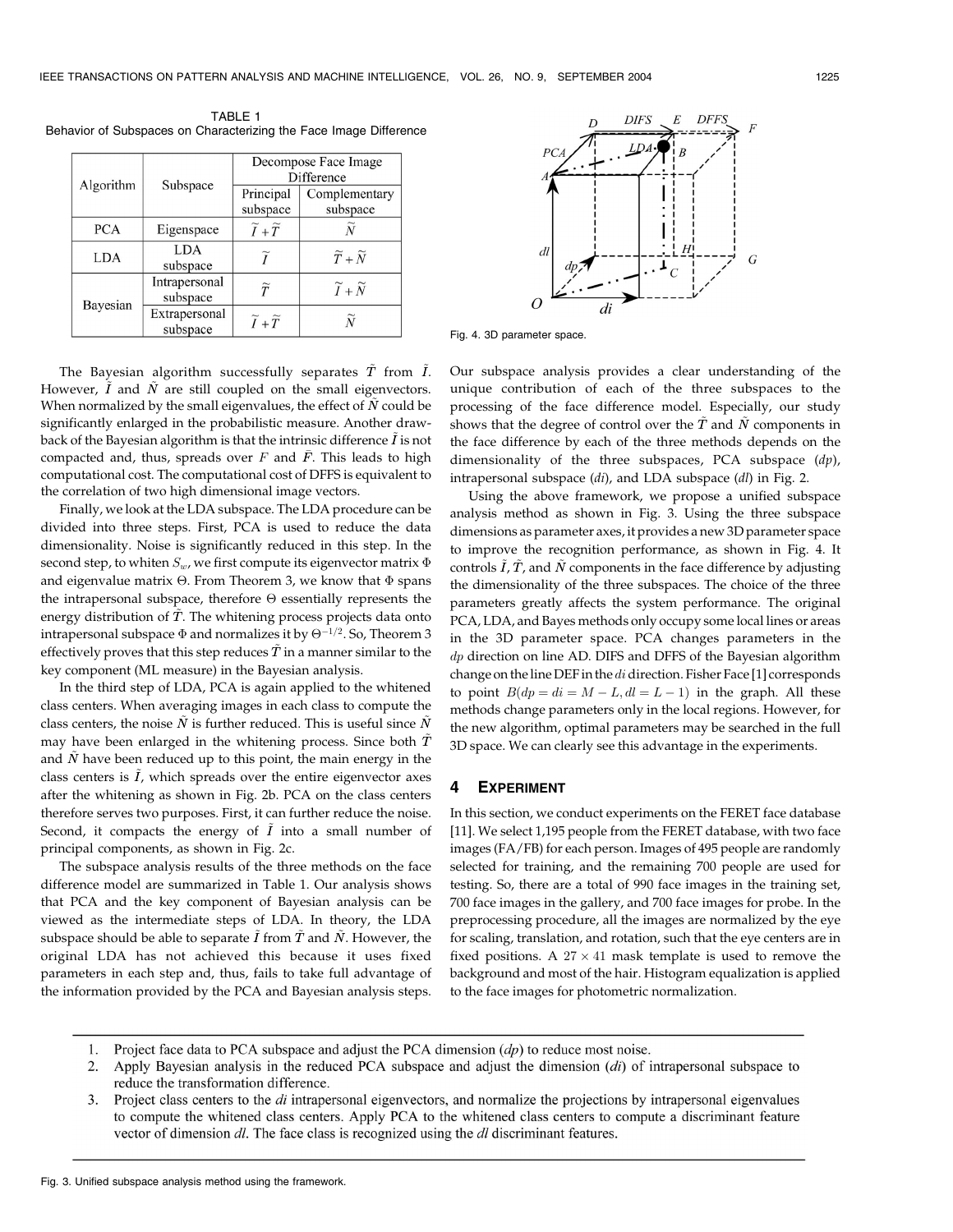TABLE 1
Behavior of Subspaces on Characterizing the Face Image Difference

| Algorithm | Subspace | Decompose Face Image Difference | |
|---|---|---|---|
| | | Principal subspace | Complementary subspace |
| PCA | Eigenspace | $\tilde{I}+\tilde{T}$ | $\tilde{N}$ |
| LDA | LDA subspace | $\tilde{I}$ | $\tilde{T}+\tilde{N}$ |
| Bayesian | Intrapersonal subspace | $\tilde{T}$ | $\tilde{I}+\tilde{N}$ |
| | Extrapersonal subspace | $\tilde{I}+\tilde{T}$ | $\tilde{N}$ |

The Bayesian algorithm successfully separates $\tilde{T}$ from $\tilde{I}$. However, $\tilde{I}$ and $\tilde{N}$ are still coupled on the small eigenvectors. When normalized by the small eigenvalues, the effect of $\tilde{N}$ could be significantly enlarged in the probabilistic measure. Another drawback of the Bayesian algorithm is that the intrinsic difference $\tilde{I}$ is not compacted and, thus, spreads over $F$ and $\bar{F}$. This leads to high computational cost. The computational cost of DFFS is equivalent to the correlation of two high dimensional image vectors.

Finally, we look at the LDA subspace. The LDA procedure can be divided into three steps. First, PCA is used to reduce the data dimensionality. Noise is significantly reduced in this step. In the second step, to whiten $S_w$, we first compute its eigenvector matrix $\Phi$ and eigenvalue matrix $\Theta$. From Theorem 3, we know that $\Phi$ spans the intrapersonal subspace, therefore $\Theta$ essentially represents the energy distribution of $\tilde{T}$. The whitening process projects data onto intrapersonal subspace $\Phi$ and normalizes it by $\Theta^{-1/2}$. So, Theorem 3 effectively proves that this step reduces $\tilde{T}$ in a manner similar to the key component (ML measure) in the Bayesian analysis.

In the third step of LDA, PCA is again applied to the whitened class centers. When averaging images in each class to compute the class centers, the noise $\tilde{N}$ is further reduced. This is useful since $\tilde{N}$ may have been enlarged in the whitening process. Since both $\tilde{T}$ and $\tilde{N}$ have been reduced up to this point, the main energy in the class centers is $\tilde{I}$, which spreads over the entire eigenvector axes after the whitening as shown in Fig. 2b. PCA on the class centers therefore serves two purposes. First, it can further reduce the noise. Second, it compacts the energy of $\tilde{I}$ into a small number of principal components, as shown in Fig. 2c.

The subspace analysis results of the three methods on the face difference model are summarized in Table 1. Our analysis shows that PCA and the key component of Bayesian analysis can be viewed as the intermediate steps of LDA. In theory, the LDA subspace should be able to separate $\tilde{I}$ from $\tilde{T}$ and $\tilde{N}$. However, the original LDA has not achieved this because it uses fixed parameters in each step and, thus, fails to take full advantage of the information provided by the PCA and Bayesian analysis steps. Our subspace analysis provides a clear understanding of the unique contribution of each of the three subspaces to the processing of the face difference model. Especially, our study shows that the degree of control over the $\tilde{T}$ and $\tilde{N}$ components in the face difference by each of the three methods depends on the dimensionality of the three subspaces, PCA subspace (*dp*), intrapersonal subspace (*di*), and LDA subspace (*dl*) in Fig. 2.

Using the above framework, we propose a unified subspace analysis method as shown in Fig. 3. Using the three subspace dimensions as parameter axes, it provides a new 3D parameter space to improve the recognition performance, as shown in Fig. 4. It controls $\tilde{I}$, $\tilde{T}$, and $\tilde{N}$ components in the face difference by adjusting the dimensionality of the three subspaces. The choice of the three parameters greatly affects the system performance. The original PCA, LDA, and Bayes methods only occupy some local lines or areas in the 3D parameter space. PCA changes parameters in the $dp$ direction on line AD. DIFS and DFFS of the Bayesian algorithm change on the line DEF in the $di$ direction. Fisher Face [1] corresponds to point $B(dp = di = M - L, dl = L - 1)$ in the graph. All these methods change parameters only in the local regions. However, for the new algorithm, optimal parameters may be searched in the full 3D space. We can clearly see this advantage in the experiments.

Fig. 4. 3D parameter space.

## 4 Experiment

In this section, we conduct experiments on the FERET face database [11]. We select 1,195 people from the FERET database, with two face images (FA/FB) for each person. Images of 495 people are randomly selected for training, and the remaining 700 people are used for testing. So, there are a total of 990 face images in the training set, 700 face images in the gallery, and 700 face images for probe. In the preprocessing procedure, all the images are normalized by the eye for scaling, translation, and rotation, such that the eye centers are in fixed positions. A $27 \times 41$ mask template is used to remove the background and most of the hair. Histogram equalization is applied to the face images for photometric normalization.

1. Project face data to PCA subspace and adjust the PCA dimension (*dp*) to reduce most noise.
2. Apply Bayesian analysis in the reduced PCA subspace and adjust the dimension (*di*) of intrapersonal subspace to reduce the transformation difference.
3. Project class centers to the *di* intrapersonal eigenvectors, and normalize the projections by intrapersonal eigenvalues to compute the whitened class centers. Apply PCA to the whitened class centers to compute a discriminant feature vector of dimension *dl*. The face class is recognized using the *dl* discriminant features.

Fig. 3. Unified subspace analysis method using the framework.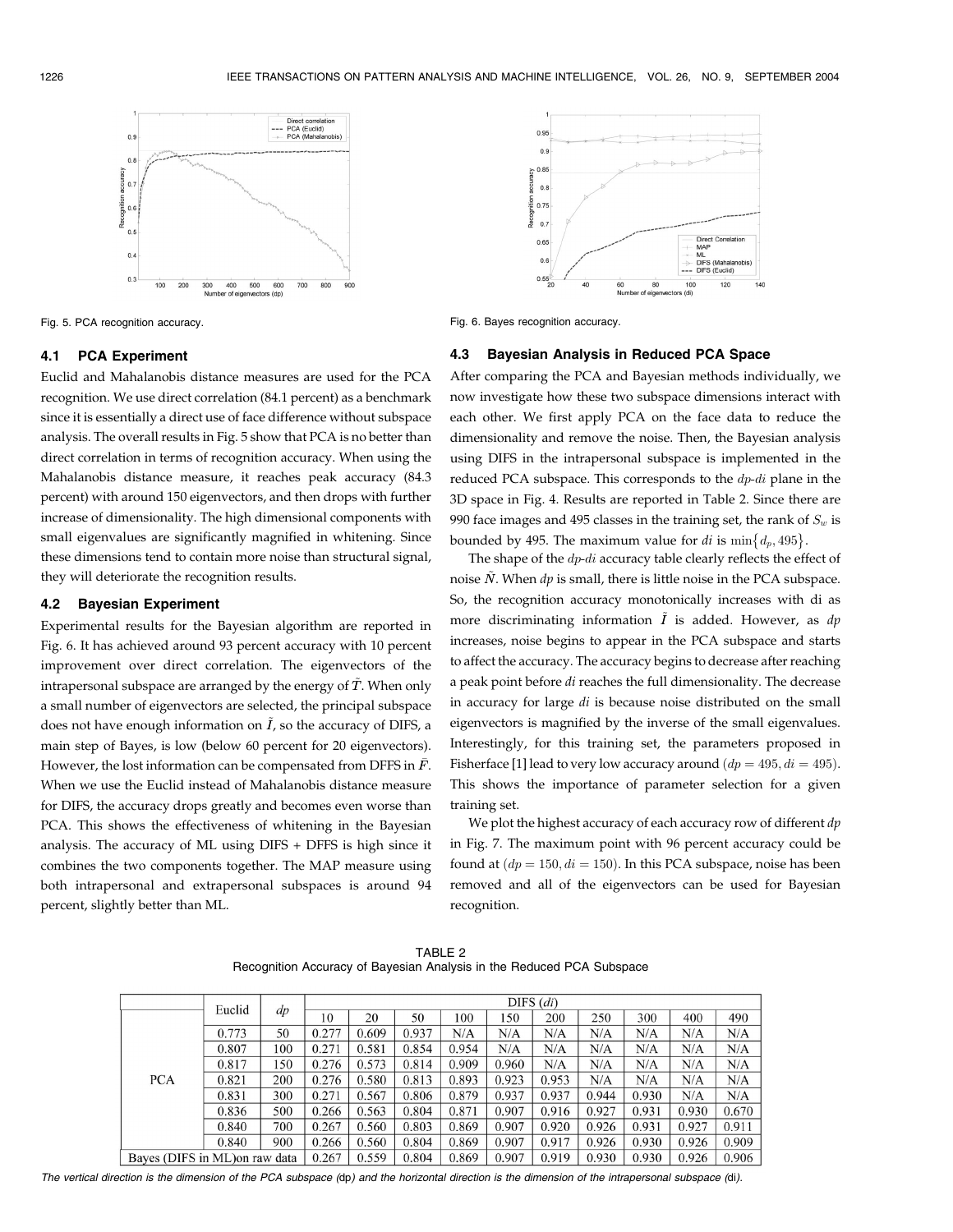Fig. 5. PCA recognition accuracy.

Fig. 6. Bayes recognition accuracy.

### 4.1 PCA Experiment

Euclid and Mahalanobis distance measures are used for the PCA recognition. We use direct correlation (84.1 percent) as a benchmark since it is essentially a direct use of face difference without subspace analysis. The overall results in Fig. 5 show that PCA is no better than direct correlation in terms of recognition accuracy. When using the Mahalanobis distance measure, it reaches peak accuracy (84.3 percent) with around 150 eigenvectors, and then drops with further increase of dimensionality. The high dimensional components with small eigenvalues are significantly magnified in whitening. Since these dimensions tend to contain more noise than structural signal, they will deteriorate the recognition results.

### 4.2 Bayesian Experiment

Experimental results for the Bayesian algorithm are reported in Fig. 6. It has achieved around 93 percent accuracy with 10 percent improvement over direct correlation. The eigenvectors of the intrapersonal subspace are arranged by the energy of $\tilde{T}$. When only a small number of eigenvectors are selected, the principal subspace does not have enough information on $\tilde{I}$, so the accuracy of DIFS, a main step of Bayes, is low (below 60 percent for 20 eigenvectors). However, the lost information can be compensated from DFFS in $\bar{F}$. When we use the Euclid instead of Mahalanobis distance measure for DIFS, the accuracy drops greatly and becomes even worse than PCA. This shows the effectiveness of whitening in the Bayesian analysis. The accuracy of ML using DIFS + DFFS is high since it combines the two components together. The MAP measure using both intrapersonal and extrapersonal subspaces is around 94 percent, slightly better than ML.

### 4.3 Bayesian Analysis in Reduced PCA Space

After comparing the PCA and Bayesian methods individually, we now investigate how these two subspace dimensions interact with each other. We first apply PCA on the face data to reduce the dimensionality and remove the noise. Then, the Bayesian analysis using DIFS in the intrapersonal subspace is implemented in the reduced PCA subspace. This corresponds to the $dp$-$di$ plane in the 3D space in Fig. 4. Results are reported in Table 2. Since there are 990 face images and 495 classes in the training set, the rank of $S_w$ is bounded by 495. The maximum value for $di$ is $\min\{d_p, 495\}$.

The shape of the $dp$-$di$ accuracy table clearly reflects the effect of noise $\tilde{N}$. When $dp$ is small, there is little noise in the PCA subspace. So, the recognition accuracy monotonically increases with di as more discriminating information $\tilde{I}$ is added. However, as $dp$ increases, noise begins to appear in the PCA subspace and starts to affect the accuracy. The accuracy begins to decrease after reaching a peak point before $di$ reaches the full dimensionality. The decrease in accuracy for large $di$ is because noise distributed on the small eigenvectors is magnified by the inverse of the small eigenvalues. Interestingly, for this training set, the parameters proposed in Fisherface [1] lead to very low accuracy around $(dp = 495, di = 495)$. This shows the importance of parameter selection for a given training set.

We plot the highest accuracy of each accuracy row of different $dp$ in Fig. 7. The maximum point with 96 percent accuracy could be found at $(dp = 150, di = 150)$. In this PCA subspace, noise has been removed and all of the eigenvectors can be used for Bayesian recognition.

TABLE 2
Recognition Accuracy of Bayesian Analysis in the Reduced PCA Subspace

| | Euclid | $dp$ | DIFS ($di$) | | | | | | | | | |
|---|---|---|---|---|---|---|---|---|---|---|---|---|
| | | | 10 | 20 | 50 | 100 | 150 | 200 | 250 | 300 | 400 | 490 |
| PCA | 0.773 | 50 | 0.277 | 0.609 | 0.937 | N/A | N/A | N/A | N/A | N/A | N/A | N/A |
| | 0.807 | 100 | 0.271 | 0.581 | 0.854 | 0.954 | N/A | N/A | N/A | N/A | N/A | N/A |
| | 0.817 | 150 | 0.276 | 0.573 | 0.814 | 0.909 | 0.960 | N/A | N/A | N/A | N/A | N/A |
| | 0.821 | 200 | 0.276 | 0.580 | 0.813 | 0.893 | 0.923 | 0.953 | N/A | N/A | N/A | N/A |
| | 0.831 | 300 | 0.271 | 0.567 | 0.806 | 0.879 | 0.937 | 0.937 | 0.944 | 0.930 | N/A | N/A |
| | 0.836 | 500 | 0.266 | 0.563 | 0.804 | 0.871 | 0.907 | 0.916 | 0.927 | 0.931 | 0.930 | 0.670 |
| | 0.840 | 700 | 0.267 | 0.560 | 0.803 | 0.869 | 0.907 | 0.920 | 0.926 | 0.931 | 0.927 | 0.911 |
| | 0.840 | 900 | 0.266 | 0.560 | 0.804 | 0.869 | 0.907 | 0.917 | 0.926 | 0.930 | 0.926 | 0.909 |
| Bayes (DIFS in ML)on raw data | | | 0.267 | 0.559 | 0.804 | 0.869 | 0.907 | 0.919 | 0.930 | 0.930 | 0.926 | 0.906 |

*The vertical direction is the dimension of the PCA subspace (dp) and the horizontal direction is the dimension of the intrapersonal subspace (di).*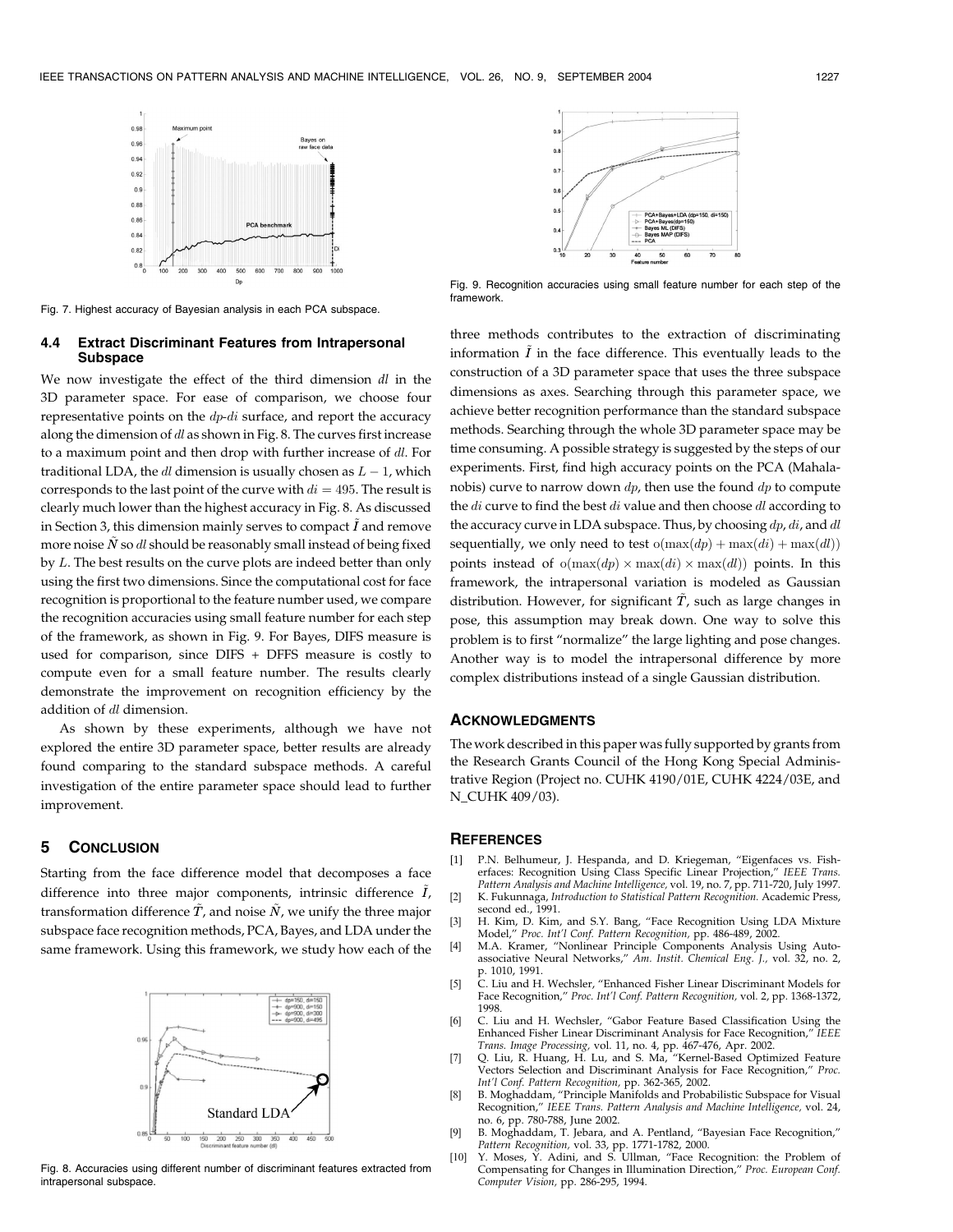Fig. 7. Highest accuracy of Bayesian analysis in each PCA subspace.

### 4.4 Extract Discriminant Features from Intrapersonal Subspace

We now investigate the effect of the third dimension $dl$ in the 3D parameter space. For ease of comparison, we choose four representative points on the $dp$-$di$ surface, and report the accuracy along the dimension of $dl$ as shown in Fig. 8. The curves first increase to a maximum point and then drop with further increase of $dl$. For traditional LDA, the $dl$ dimension is usually chosen as $L - 1$, which corresponds to the last point of the curve with $di = 495$. The result is clearly much lower than the highest accuracy in Fig. 8. As discussed in Section 3, this dimension mainly serves to compact $\tilde{I}$ and remove more noise $\tilde{N}$ so $dl$ should be reasonably small instead of being fixed by $L$. The best results on the curve plots are indeed better than only using the first two dimensions. Since the computational cost for face recognition is proportional to the feature number used, we compare the recognition accuracies using small feature number for each step of the framework, as shown in Fig. 9. For Bayes, DIFS measure is used for comparison, since DIFS + DFFS measure is costly to compute even for a small feature number. The results clearly demonstrate the improvement on recognition efficiency by the addition of $dl$ dimension.

As shown by these experiments, although we have not explored the entire 3D parameter space, better results are already found comparing to the standard subspace methods. A careful investigation of the entire parameter space should lead to further improvement.

## 5 Conclusion

Starting from the face difference model that decomposes a face difference into three major components, intrinsic difference $\tilde{I}$, transformation difference $\tilde{T}$, and noise $\tilde{N}$, we unify the three major subspace face recognition methods, PCA, Bayes, and LDA under the same framework. Using this framework, we study how each of the three methods contributes to the extraction of discriminating information $\tilde{I}$ in the face difference. This eventually leads to the construction of a 3D parameter space that uses the three subspace dimensions as axes. Searching through this parameter space, we achieve better recognition performance than the standard subspace methods. Searching through the whole 3D parameter space may be time consuming. A possible strategy is suggested by the steps of our experiments. First, find high accuracy points on the PCA (Mahalanobis) curve to narrow down $dp$, then use the found $dp$ to compute the $di$ curve to find the best $di$ value and then choose $dl$ according to the accuracy curve in LDA subspace. Thus, by choosing $dp$, $di$, and $dl$ sequentially, we only need to test $o(\max(dp) + \max(di) + \max(dl))$ points instead of $o(\max(dp) \times \max(di) \times \max(dl))$ points. In this framework, the intrapersonal variation is modeled as Gaussian distribution. However, for significant $\tilde{T}$, such as large changes in pose, this assumption may break down. One way to solve this problem is to first "normalize" the large lighting and pose changes. Another way is to model the intrapersonal difference by more complex distributions instead of a single Gaussian distribution.

Fig. 8. Accuracies using different number of discriminant features extracted from intrapersonal subspace.

Fig. 9. Recognition accuracies using small feature number for each step of the framework.

## Acknowledgments

The work described in this paper was fully supported by grants from the Research Grants Council of the Hong Kong Special Administrative Region (Project no. CUHK 4190/01E, CUHK 4224/03E, and N_CUHK 409/03).

## References

[1] P.N. Belhumeur, J. Hespanda, and D. Kriegeman, "Eigenfaces vs. Fisherfaces: Recognition Using Class Specific Linear Projection," *IEEE Trans. Pattern Analysis and Machine Intelligence,* vol. 19, no. 7, pp. 711-720, July 1997.

[2] K. Fukunnaga, *Introduction to Statistical Pattern Recognition.* Academic Press, second ed., 1991.

[3] H. Kim, D. Kim, and S.Y. Bang, "Face Recognition Using LDA Mixture Model," *Proc. Int'l Conf. Pattern Recognition,* pp. 486-489, 2002.

[4] M.A. Kramer, "Nonlinear Principle Components Analysis Using Autoassociative Neural Networks," *Am. Instit. Chemical Eng. J.,* vol. 32, no. 2, p. 1010, 1991.

[5] C. Liu and H. Wechsler, "Enhanced Fisher Linear Discriminant Models for Face Recognition," *Proc. Int'l Conf. Pattern Recognition,* vol. 2, pp. 1368-1372, 1998.

[6] C. Liu and H. Wechsler, "Gabor Feature Based Classification Using the Enhanced Fisher Linear Discriminant Analysis for Face Recognition," *IEEE Trans. Image Processing,* vol. 11, no. 4, pp. 467-476, Apr. 2002.

[7] Q. Liu, R. Huang, H. Lu, and S. Ma, "Kernel-Based Optimized Feature Vectors Selection and Discriminant Analysis for Face Recognition," *Proc. Int'l Conf. Pattern Recognition,* pp. 362-365, 2002.

[8] B. Moghaddam, "Principle Manifolds and Probabilistic Subspace for Visual Recognition," *IEEE Trans. Pattern Analysis and Machine Intelligence,* vol. 24, no. 6, pp. 780-788, June 2002.

[9] B. Moghaddam, T. Jebara, and A. Pentland, "Bayesian Face Recognition," *Pattern Recognition,* vol. 33, pp. 1771-1782, 2000.

[10] Y. Moses, Y. Adini, and S. Ullman, "Face Recognition: the Problem of Compensating for Changes in Illumination Direction," *Proc. European Conf. Computer Vision,* pp. 286-295, 1994.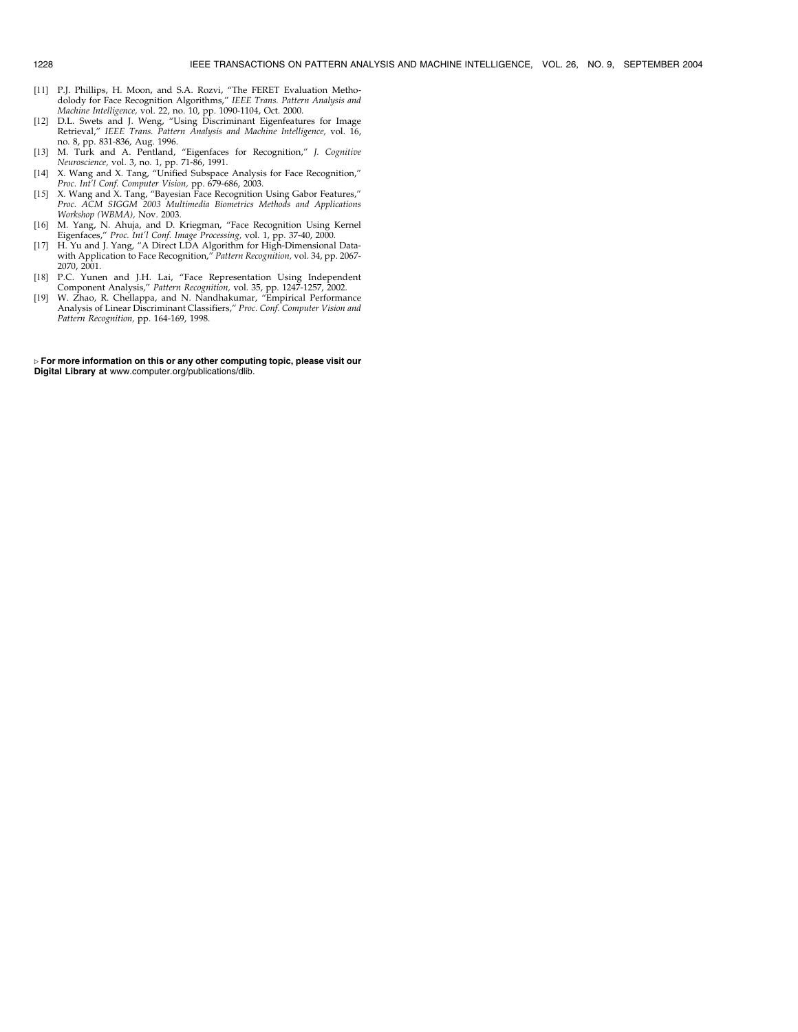[11] P.J. Phillips, H. Moon, and S.A. Rozvi, "The FERET Evaluation Methodolody for Face Recognition Algorithms," *IEEE Trans. Pattern Analysis and Machine Intelligence,* vol. 22, no. 10, pp. 1090-1104, Oct. 2000.

[12] D.L. Swets and J. Weng, "Using Discriminant Eigenfeatures for Image Retrieval," *IEEE Trans. Pattern Analysis and Machine Intelligence,* vol. 16, no. 8, pp. 831-836, Aug. 1996.

[13] M. Turk and A. Pentland, "Eigenfaces for Recognition," *J. Cognitive Neuroscience,* vol. 3, no. 1, pp. 71-86, 1991.

[14] X. Wang and X. Tang, "Unified Subspace Analysis for Face Recognition," *Proc. Int'l Conf. Computer Vision,* pp. 679-686, 2003.

[15] X. Wang and X. Tang, "Bayesian Face Recognition Using Gabor Features," *Proc. ACM SIGGM 2003 Multimedia Biometrics Methods and Applications Workshop (WBMA),* Nov. 2003.

[16] M. Yang, N. Ahuja, and D. Kriegman, "Face Recognition Using Kernel Eigenfaces," *Proc. Int'l Conf. Image Processing,* vol. 1, pp. 37-40, 2000.

[17] H. Yu and J. Yang, "A Direct LDA Algorithm for High-Dimensional Data-with Application to Face Recognition," *Pattern Recognition,* vol. 34, pp. 2067-2070, 2001.

[18] P.C. Yunen and J.H. Lai, "Face Representation Using Independent Component Analysis," *Pattern Recognition,* vol. 35, pp. 1247-1257, 2002.

[19] W. Zhao, R. Chellappa, and N. Nandhakumar, "Empirical Performance Analysis of Linear Discriminant Classifiers," *Proc. Conf. Computer Vision and Pattern Recognition,* pp. 164-169, 1998.

▹ **For more information on this or any other computing topic, please visit our Digital Library at** www.computer.org/publications/dlib.